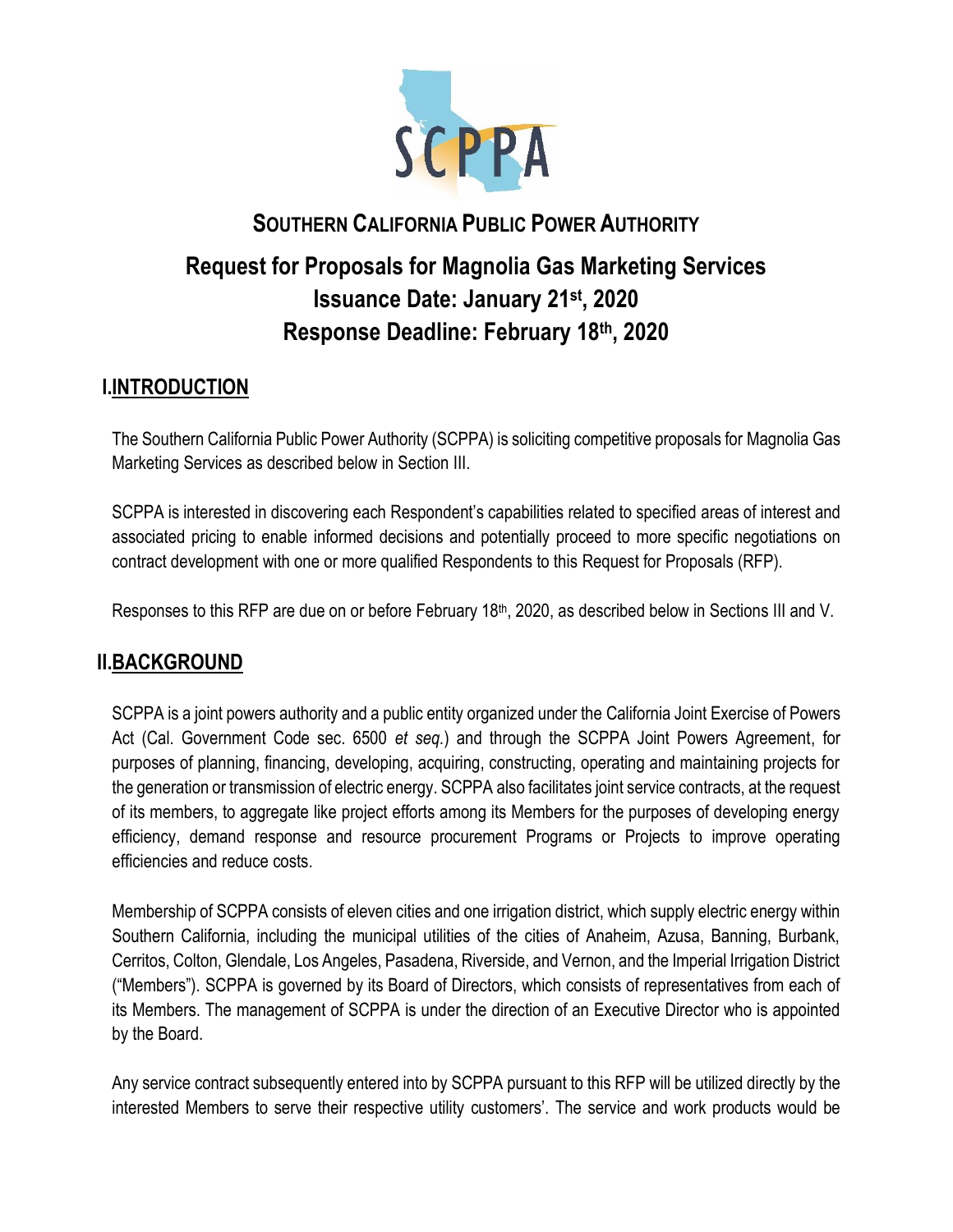# SOUTHERN CALIFORNIA PUBLIC POWER AUTHORITY

## Request for Proposals for Magnolia Gas Marketing Services
## Issuance Date: January 21st, 2020
## Response Deadline: February 18th, 2020

## I. INTRODUCTION

The Southern California Public Power Authority (SCPPA) is soliciting competitive proposals for Magnolia Gas Marketing Services as described below in Section III.

SCPPA is interested in discovering each Respondent's capabilities related to specified areas of interest and associated pricing to enable informed decisions and potentially proceed to more specific negotiations on contract development with one or more qualified Respondents to this Request for Proposals (RFP).

Responses to this RFP are due on or before February 18th, 2020, as described below in Sections III and V.

## II. BACKGROUND

SCPPA is a joint powers authority and a public entity organized under the California Joint Exercise of Powers Act (Cal. Government Code sec. 6500 *et seq.*) and through the SCPPA Joint Powers Agreement, for purposes of planning, financing, developing, acquiring, constructing, operating and maintaining projects for the generation or transmission of electric energy. SCPPA also facilitates joint service contracts, at the request of its members, to aggregate like project efforts among its Members for the purposes of developing energy efficiency, demand response and resource procurement Programs or Projects to improve operating efficiencies and reduce costs.

Membership of SCPPA consists of eleven cities and one irrigation district, which supply electric energy within Southern California, including the municipal utilities of the cities of Anaheim, Azusa, Banning, Burbank, Cerritos, Colton, Glendale, Los Angeles, Pasadena, Riverside, and Vernon, and the Imperial Irrigation District ("Members"). SCPPA is governed by its Board of Directors, which consists of representatives from each of its Members. The management of SCPPA is under the direction of an Executive Director who is appointed by the Board.

Any service contract subsequently entered into by SCPPA pursuant to this RFP will be utilized directly by the interested Members to serve their respective utility customers'. The service and work products would be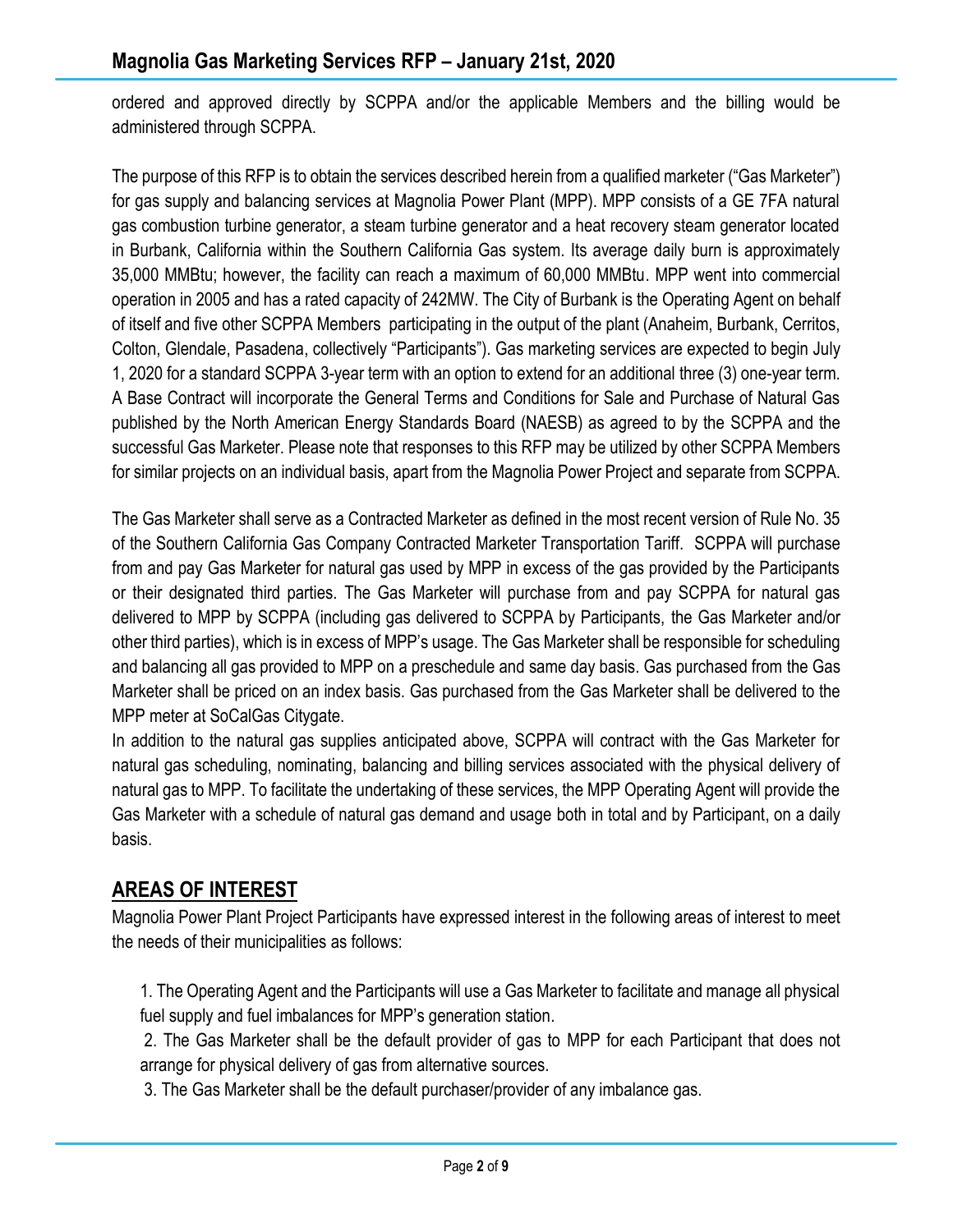ordered and approved directly by SCPPA and/or the applicable Members and the billing would be administered through SCPPA.

The purpose of this RFP is to obtain the services described herein from a qualified marketer ("Gas Marketer") for gas supply and balancing services at Magnolia Power Plant (MPP). MPP consists of a GE 7FA natural gas combustion turbine generator, a steam turbine generator and a heat recovery steam generator located in Burbank, California within the Southern California Gas system. Its average daily burn is approximately 35,000 MMBtu; however, the facility can reach a maximum of 60,000 MMBtu. MPP went into commercial operation in 2005 and has a rated capacity of 242MW. The City of Burbank is the Operating Agent on behalf of itself and five other SCPPA Members participating in the output of the plant (Anaheim, Burbank, Cerritos, Colton, Glendale, Pasadena, collectively "Participants"). Gas marketing services are expected to begin July 1, 2020 for a standard SCPPA 3-year term with an option to extend for an additional three (3) one-year term. A Base Contract will incorporate the General Terms and Conditions for Sale and Purchase of Natural Gas published by the North American Energy Standards Board (NAESB) as agreed to by the SCPPA and the successful Gas Marketer. Please note that responses to this RFP may be utilized by other SCPPA Members for similar projects on an individual basis, apart from the Magnolia Power Project and separate from SCPPA.

The Gas Marketer shall serve as a Contracted Marketer as defined in the most recent version of Rule No. 35 of the Southern California Gas Company Contracted Marketer Transportation Tariff. SCPPA will purchase from and pay Gas Marketer for natural gas used by MPP in excess of the gas provided by the Participants or their designated third parties. The Gas Marketer will purchase from and pay SCPPA for natural gas delivered to MPP by SCPPA (including gas delivered to SCPPA by Participants, the Gas Marketer and/or other third parties), which is in excess of MPP's usage. The Gas Marketer shall be responsible for scheduling and balancing all gas provided to MPP on a preschedule and same day basis. Gas purchased from the Gas Marketer shall be priced on an index basis. Gas purchased from the Gas Marketer shall be delivered to the MPP meter at SoCalGas Citygate.

In addition to the natural gas supplies anticipated above, SCPPA will contract with the Gas Marketer for natural gas scheduling, nominating, balancing and billing services associated with the physical delivery of natural gas to MPP. To facilitate the undertaking of these services, the MPP Operating Agent will provide the Gas Marketer with a schedule of natural gas demand and usage both in total and by Participant, on a daily basis.

## AREAS OF INTEREST

Magnolia Power Plant Project Participants have expressed interest in the following areas of interest to meet the needs of their municipalities as follows:

1. The Operating Agent and the Participants will use a Gas Marketer to facilitate and manage all physical fuel supply and fuel imbalances for MPP's generation station.
2. The Gas Marketer shall be the default provider of gas to MPP for each Participant that does not arrange for physical delivery of gas from alternative sources.
3. The Gas Marketer shall be the default purchaser/provider of any imbalance gas.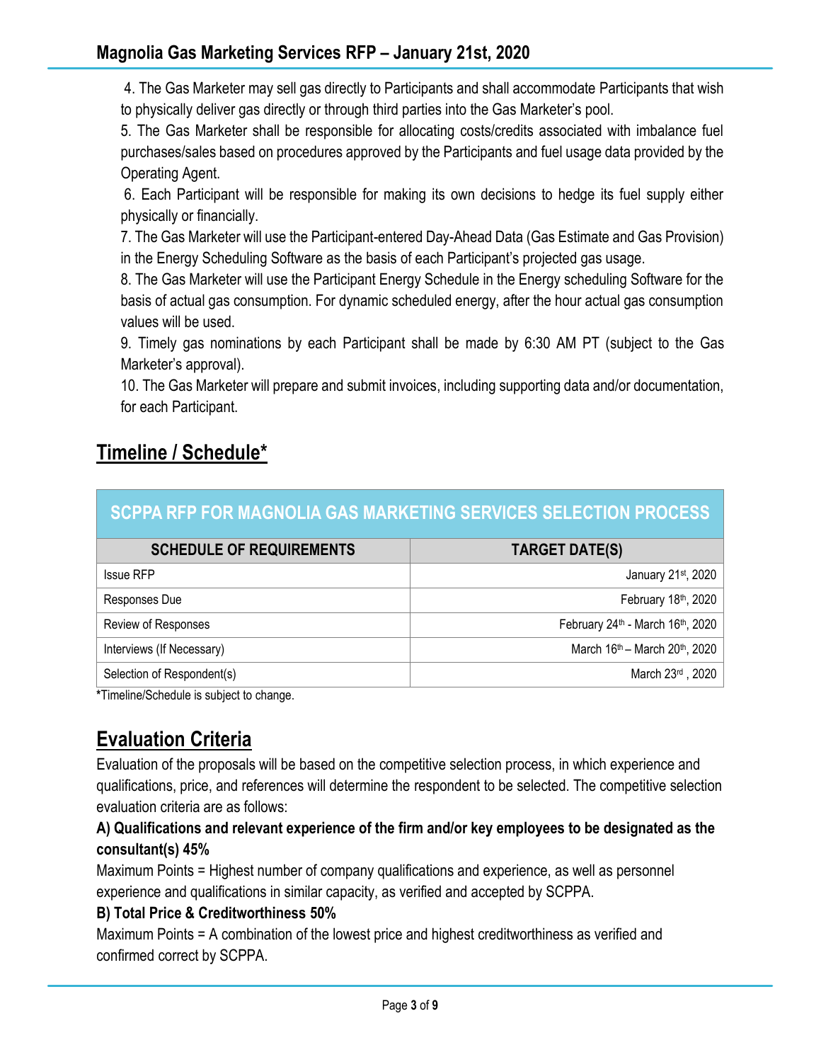4. The Gas Marketer may sell gas directly to Participants and shall accommodate Participants that wish to physically deliver gas directly or through third parties into the Gas Marketer's pool.

5. The Gas Marketer shall be responsible for allocating costs/credits associated with imbalance fuel purchases/sales based on procedures approved by the Participants and fuel usage data provided by the Operating Agent.

6. Each Participant will be responsible for making its own decisions to hedge its fuel supply either physically or financially.

7. The Gas Marketer will use the Participant-entered Day-Ahead Data (Gas Estimate and Gas Provision) in the Energy Scheduling Software as the basis of each Participant's projected gas usage.

8. The Gas Marketer will use the Participant Energy Schedule in the Energy scheduling Software for the basis of actual gas consumption. For dynamic scheduled energy, after the hour actual gas consumption values will be used.

9. Timely gas nominations by each Participant shall be made by 6:30 AM PT (subject to the Gas Marketer's approval).

10. The Gas Marketer will prepare and submit invoices, including supporting data and/or documentation, for each Participant.

## Timeline / Schedule*

**SCPPA RFP FOR MAGNOLIA GAS MARKETING SERVICES SELECTION PROCESS**

| SCHEDULE OF REQUIREMENTS | TARGET DATE(S) |
|---|---|
| Issue RFP | January 21st, 2020 |
| Responses Due | February 18th, 2020 |
| Review of Responses | February 24th - March 16th, 2020 |
| Interviews (If Necessary) | March 16th – March 20th, 2020 |
| Selection of Respondent(s) | March 23rd , 2020 |

*Timeline/Schedule is subject to change.

## Evaluation Criteria

Evaluation of the proposals will be based on the competitive selection process, in which experience and qualifications, price, and references will determine the respondent to be selected. The competitive selection evaluation criteria are as follows:

**A) Qualifications and relevant experience of the firm and/or key employees to be designated as the consultant(s) 45%**

Maximum Points = Highest number of company qualifications and experience, as well as personnel experience and qualifications in similar capacity, as verified and accepted by SCPPA.

**B) Total Price & Creditworthiness 50%**

Maximum Points = A combination of the lowest price and highest creditworthiness as verified and confirmed correct by SCPPA.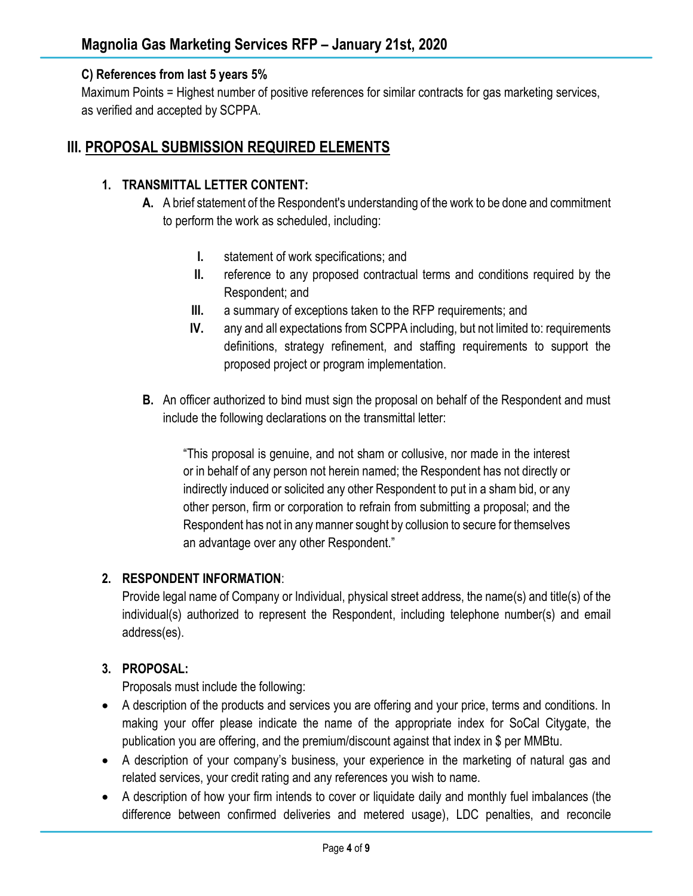### C) References from last 5 years 5%

Maximum Points = Highest number of positive references for similar contracts for gas marketing services, as verified and accepted by SCPPA.

## III. PROPOSAL SUBMISSION REQUIRED ELEMENTS

### 1. TRANSMITTAL LETTER CONTENT:

**A.** A brief statement of the Respondent's understanding of the work to be done and commitment to perform the work as scheduled, including:

- **I.** statement of work specifications; and
- **II.** reference to any proposed contractual terms and conditions required by the Respondent; and
- **III.** a summary of exceptions taken to the RFP requirements; and
- **IV.** any and all expectations from SCPPA including, but not limited to: requirements definitions, strategy refinement, and staffing requirements to support the proposed project or program implementation.

**B.** An officer authorized to bind must sign the proposal on behalf of the Respondent and must include the following declarations on the transmittal letter:

> "This proposal is genuine, and not sham or collusive, nor made in the interest or in behalf of any person not herein named; the Respondent has not directly or indirectly induced or solicited any other Respondent to put in a sham bid, or any other person, firm or corporation to refrain from submitting a proposal; and the Respondent has not in any manner sought by collusion to secure for themselves an advantage over any other Respondent."

### 2. RESPONDENT INFORMATION:

Provide legal name of Company or Individual, physical street address, the name(s) and title(s) of the individual(s) authorized to represent the Respondent, including telephone number(s) and email address(es).

### 3. PROPOSAL:

Proposals must include the following:

- A description of the products and services you are offering and your price, terms and conditions. In making your offer please indicate the name of the appropriate index for SoCal Citygate, the publication you are offering, and the premium/discount against that index in $ per MMBtu.
- A description of your company's business, your experience in the marketing of natural gas and related services, your credit rating and any references you wish to name.
- A description of how your firm intends to cover or liquidate daily and monthly fuel imbalances (the difference between confirmed deliveries and metered usage), LDC penalties, and reconcile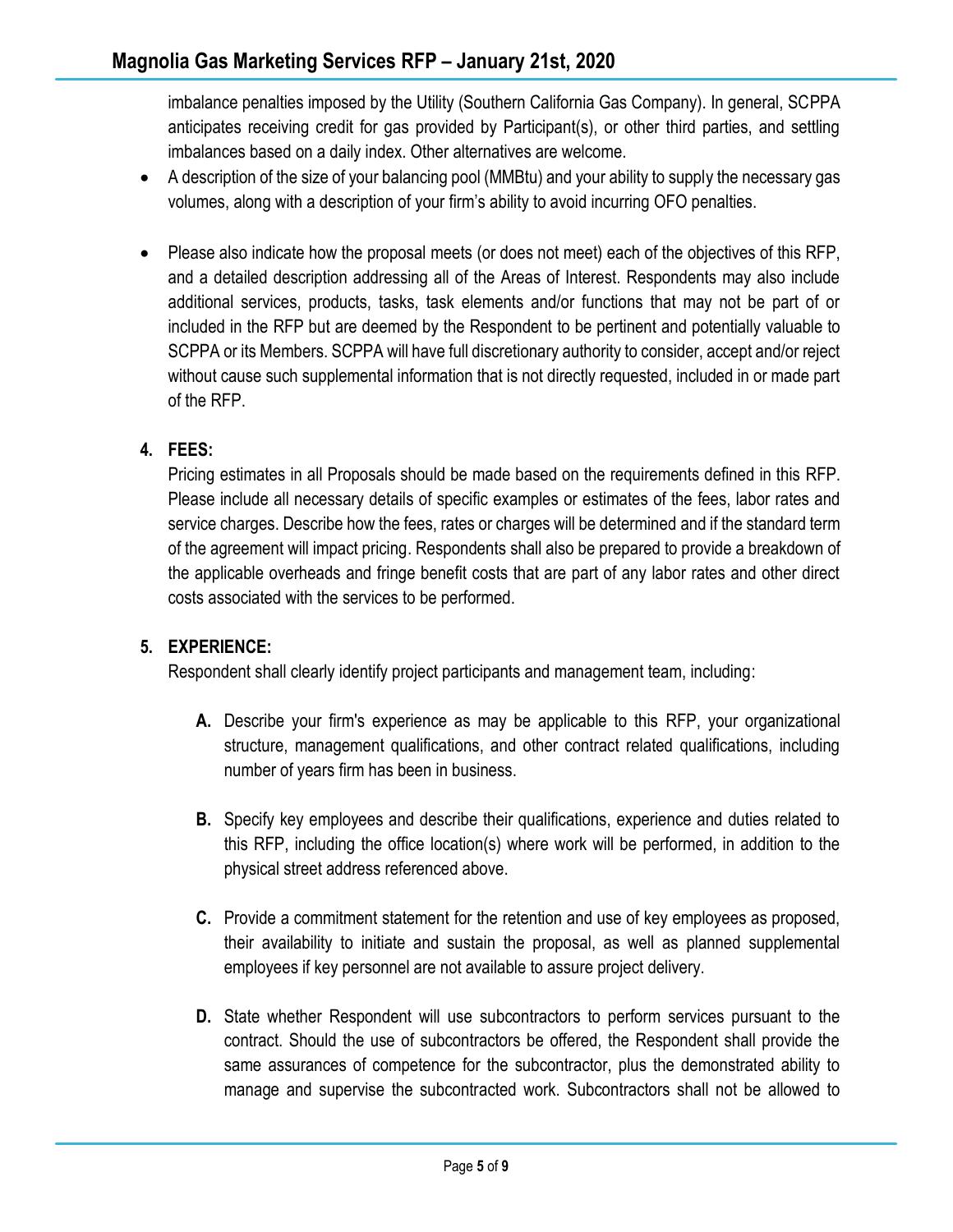imbalance penalties imposed by the Utility (Southern California Gas Company). In general, SCPPA anticipates receiving credit for gas provided by Participant(s), or other third parties, and settling imbalances based on a daily index. Other alternatives are welcome.

- A description of the size of your balancing pool (MMBtu) and your ability to supply the necessary gas volumes, along with a description of your firm's ability to avoid incurring OFO penalties.

- Please also indicate how the proposal meets (or does not meet) each of the objectives of this RFP, and a detailed description addressing all of the Areas of Interest. Respondents may also include additional services, products, tasks, task elements and/or functions that may not be part of or included in the RFP but are deemed by the Respondent to be pertinent and potentially valuable to SCPPA or its Members. SCPPA will have full discretionary authority to consider, accept and/or reject without cause such supplemental information that is not directly requested, included in or made part of the RFP.

**4. FEES:**

Pricing estimates in all Proposals should be made based on the requirements defined in this RFP. Please include all necessary details of specific examples or estimates of the fees, labor rates and service charges. Describe how the fees, rates or charges will be determined and if the standard term of the agreement will impact pricing. Respondents shall also be prepared to provide a breakdown of the applicable overheads and fringe benefit costs that are part of any labor rates and other direct costs associated with the services to be performed.

**5. EXPERIENCE:**

Respondent shall clearly identify project participants and management team, including:

**A.** Describe your firm's experience as may be applicable to this RFP, your organizational structure, management qualifications, and other contract related qualifications, including number of years firm has been in business.

**B.** Specify key employees and describe their qualifications, experience and duties related to this RFP, including the office location(s) where work will be performed, in addition to the physical street address referenced above.

**C.** Provide a commitment statement for the retention and use of key employees as proposed, their availability to initiate and sustain the proposal, as well as planned supplemental employees if key personnel are not available to assure project delivery.

**D.** State whether Respondent will use subcontractors to perform services pursuant to the contract. Should the use of subcontractors be offered, the Respondent shall provide the same assurances of competence for the subcontractor, plus the demonstrated ability to manage and supervise the subcontracted work. Subcontractors shall not be allowed to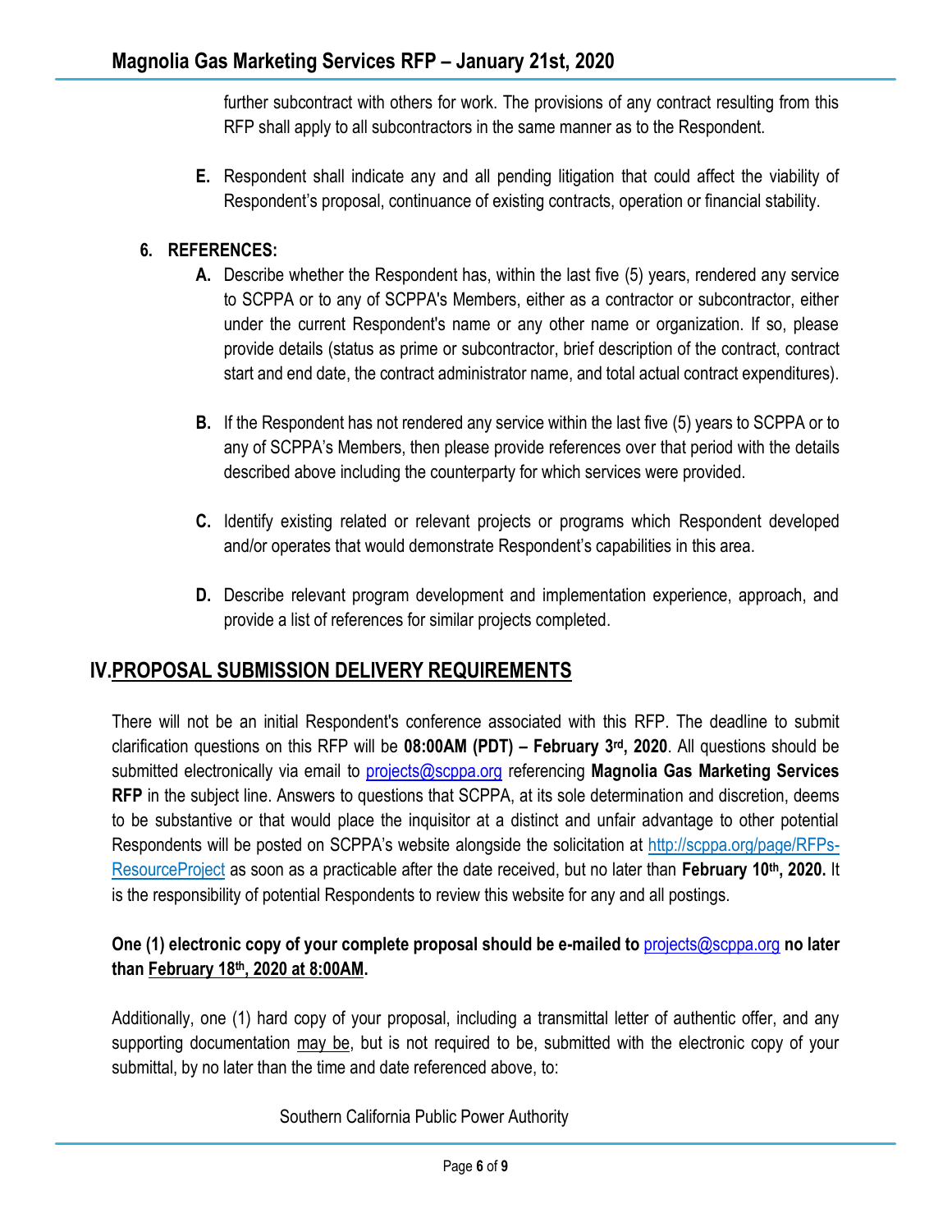further subcontract with others for work. The provisions of any contract resulting from this RFP shall apply to all subcontractors in the same manner as to the Respondent.

**E.** Respondent shall indicate any and all pending litigation that could affect the viability of Respondent's proposal, continuance of existing contracts, operation or financial stability.

**6. REFERENCES:**

**A.** Describe whether the Respondent has, within the last five (5) years, rendered any service to SCPPA or to any of SCPPA's Members, either as a contractor or subcontractor, either under the current Respondent's name or any other name or organization. If so, please provide details (status as prime or subcontractor, brief description of the contract, contract start and end date, the contract administrator name, and total actual contract expenditures).

**B.** If the Respondent has not rendered any service within the last five (5) years to SCPPA or to any of SCPPA's Members, then please provide references over that period with the details described above including the counterparty for which services were provided.

**C.** Identify existing related or relevant projects or programs which Respondent developed and/or operates that would demonstrate Respondent's capabilities in this area.

**D.** Describe relevant program development and implementation experience, approach, and provide a list of references for similar projects completed.

## IV. PROPOSAL SUBMISSION DELIVERY REQUIREMENTS

There will not be an initial Respondent's conference associated with this RFP. The deadline to submit clarification questions on this RFP will be **08:00AM (PDT) – February 3rd, 2020**. All questions should be submitted electronically via email to projects@scppa.org referencing **Magnolia Gas Marketing Services RFP** in the subject line. Answers to questions that SCPPA, at its sole determination and discretion, deems to be substantive or that would place the inquisitor at a distinct and unfair advantage to other potential Respondents will be posted on SCPPA's website alongside the solicitation at http://scppa.org/page/RFPs-ResourceProject as soon as a practicable after the date received, but no later than **February 10th, 2020.** It is the responsibility of potential Respondents to review this website for any and all postings.

**One (1) electronic copy of your complete proposal should be e-mailed to** projects@scppa.org **no later than February 18th, 2020 at 8:00AM.**

Additionally, one (1) hard copy of your proposal, including a transmittal letter of authentic offer, and any supporting documentation may be, but is not required to be, submitted with the electronic copy of your submittal, by no later than the time and date referenced above, to:

Southern California Public Power Authority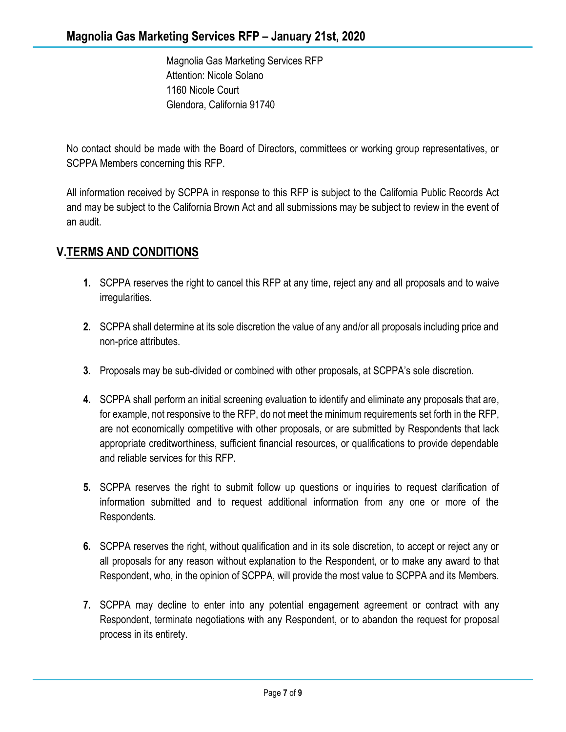Magnolia Gas Marketing Services RFP
Attention: Nicole Solano
1160 Nicole Court
Glendora, California 91740

No contact should be made with the Board of Directors, committees or working group representatives, or SCPPA Members concerning this RFP.

All information received by SCPPA in response to this RFP is subject to the California Public Records Act and may be subject to the California Brown Act and all submissions may be subject to review in the event of an audit.

## V. TERMS AND CONDITIONS

1. SCPPA reserves the right to cancel this RFP at any time, reject any and all proposals and to waive irregularities.

2. SCPPA shall determine at its sole discretion the value of any and/or all proposals including price and non-price attributes.

3. Proposals may be sub-divided or combined with other proposals, at SCPPA's sole discretion.

4. SCPPA shall perform an initial screening evaluation to identify and eliminate any proposals that are, for example, not responsive to the RFP, do not meet the minimum requirements set forth in the RFP, are not economically competitive with other proposals, or are submitted by Respondents that lack appropriate creditworthiness, sufficient financial resources, or qualifications to provide dependable and reliable services for this RFP.

5. SCPPA reserves the right to submit follow up questions or inquiries to request clarification of information submitted and to request additional information from any one or more of the Respondents.

6. SCPPA reserves the right, without qualification and in its sole discretion, to accept or reject any or all proposals for any reason without explanation to the Respondent, or to make any award to that Respondent, who, in the opinion of SCPPA, will provide the most value to SCPPA and its Members.

7. SCPPA may decline to enter into any potential engagement agreement or contract with any Respondent, terminate negotiations with any Respondent, or to abandon the request for proposal process in its entirety.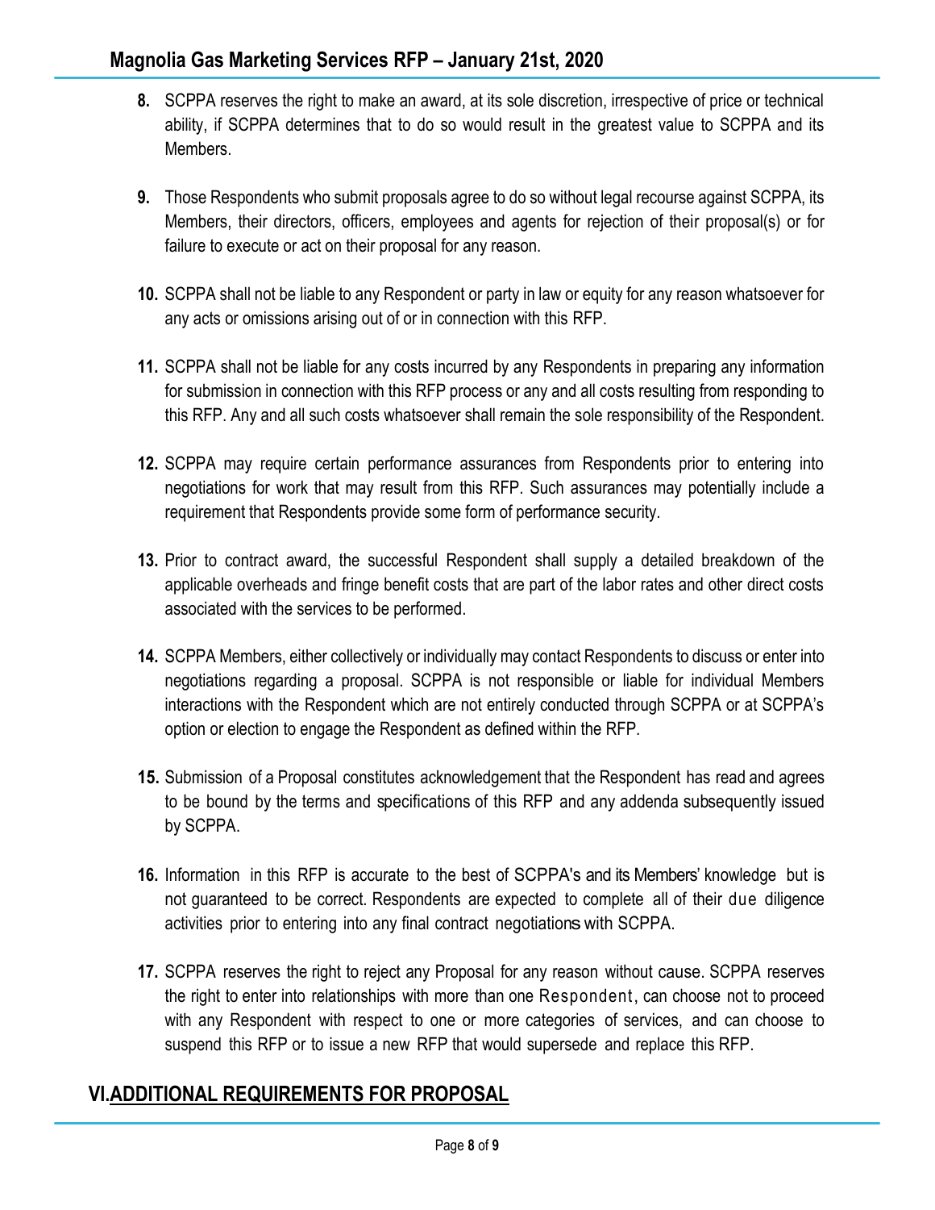8. SCPPA reserves the right to make an award, at its sole discretion, irrespective of price or technical ability, if SCPPA determines that to do so would result in the greatest value to SCPPA and its Members.

9. Those Respondents who submit proposals agree to do so without legal recourse against SCPPA, its Members, their directors, officers, employees and agents for rejection of their proposal(s) or for failure to execute or act on their proposal for any reason.

10. SCPPA shall not be liable to any Respondent or party in law or equity for any reason whatsoever for any acts or omissions arising out of or in connection with this RFP.

11. SCPPA shall not be liable for any costs incurred by any Respondents in preparing any information for submission in connection with this RFP process or any and all costs resulting from responding to this RFP. Any and all such costs whatsoever shall remain the sole responsibility of the Respondent.

12. SCPPA may require certain performance assurances from Respondents prior to entering into negotiations for work that may result from this RFP. Such assurances may potentially include a requirement that Respondents provide some form of performance security.

13. Prior to contract award, the successful Respondent shall supply a detailed breakdown of the applicable overheads and fringe benefit costs that are part of the labor rates and other direct costs associated with the services to be performed.

14. SCPPA Members, either collectively or individually may contact Respondents to discuss or enter into negotiations regarding a proposal. SCPPA is not responsible or liable for individual Members interactions with the Respondent which are not entirely conducted through SCPPA or at SCPPA's option or election to engage the Respondent as defined within the RFP.

15. Submission of a Proposal constitutes acknowledgement that the Respondent has read and agrees to be bound by the terms and specifications of this RFP and any addenda subsequently issued by SCPPA.

16. Information in this RFP is accurate to the best of SCPPA's and its Members' knowledge but is not guaranteed to be correct. Respondents are expected to complete all of their due diligence activities prior to entering into any final contract negotiations with SCPPA.

17. SCPPA reserves the right to reject any Proposal for any reason without cause. SCPPA reserves the right to enter into relationships with more than one Respondent, can choose not to proceed with any Respondent with respect to one or more categories of services, and can choose to suspend this RFP or to issue a new RFP that would supersede and replace this RFP.

## VI. ADDITIONAL REQUIREMENTS FOR PROPOSAL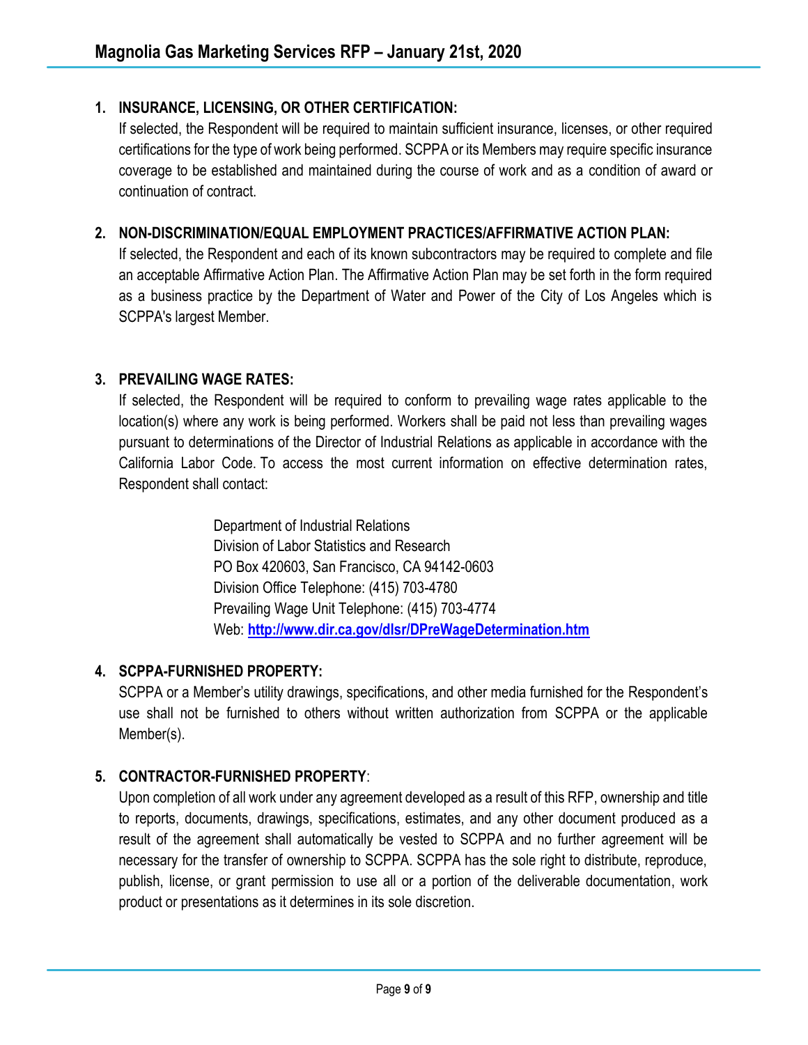1. **INSURANCE, LICENSING, OR OTHER CERTIFICATION:**
   If selected, the Respondent will be required to maintain sufficient insurance, licenses, or other required certifications for the type of work being performed. SCPPA or its Members may require specific insurance coverage to be established and maintained during the course of work and as a condition of award or continuation of contract.

2. **NON-DISCRIMINATION/EQUAL EMPLOYMENT PRACTICES/AFFIRMATIVE ACTION PLAN:**
   If selected, the Respondent and each of its known subcontractors may be required to complete and file an acceptable Affirmative Action Plan. The Affirmative Action Plan may be set forth in the form required as a business practice by the Department of Water and Power of the City of Los Angeles which is SCPPA's largest Member.

3. **PREVAILING WAGE RATES:**
   If selected, the Respondent will be required to conform to prevailing wage rates applicable to the location(s) where any work is being performed. Workers shall be paid not less than prevailing wages pursuant to determinations of the Director of Industrial Relations as applicable in accordance with the California Labor Code. To access the most current information on effective determination rates, Respondent shall contact:

   Department of Industrial Relations
   Division of Labor Statistics and Research
   PO Box 420603, San Francisco, CA 94142-0603
   Division Office Telephone: (415) 703-4780
   Prevailing Wage Unit Telephone: (415) 703-4774
   Web: **http://www.dir.ca.gov/dlsr/DPreWageDetermination.htm**

4. **SCPPA-FURNISHED PROPERTY:**
   SCPPA or a Member's utility drawings, specifications, and other media furnished for the Respondent's use shall not be furnished to others without written authorization from SCPPA or the applicable Member(s).

5. **CONTRACTOR-FURNISHED PROPERTY**:
   Upon completion of all work under any agreement developed as a result of this RFP, ownership and title to reports, documents, drawings, specifications, estimates, and any other document produced as a result of the agreement shall automatically be vested to SCPPA and no further agreement will be necessary for the transfer of ownership to SCPPA. SCPPA has the sole right to distribute, reproduce, publish, license, or grant permission to use all or a portion of the deliverable documentation, work product or presentations as it determines in its sole discretion.